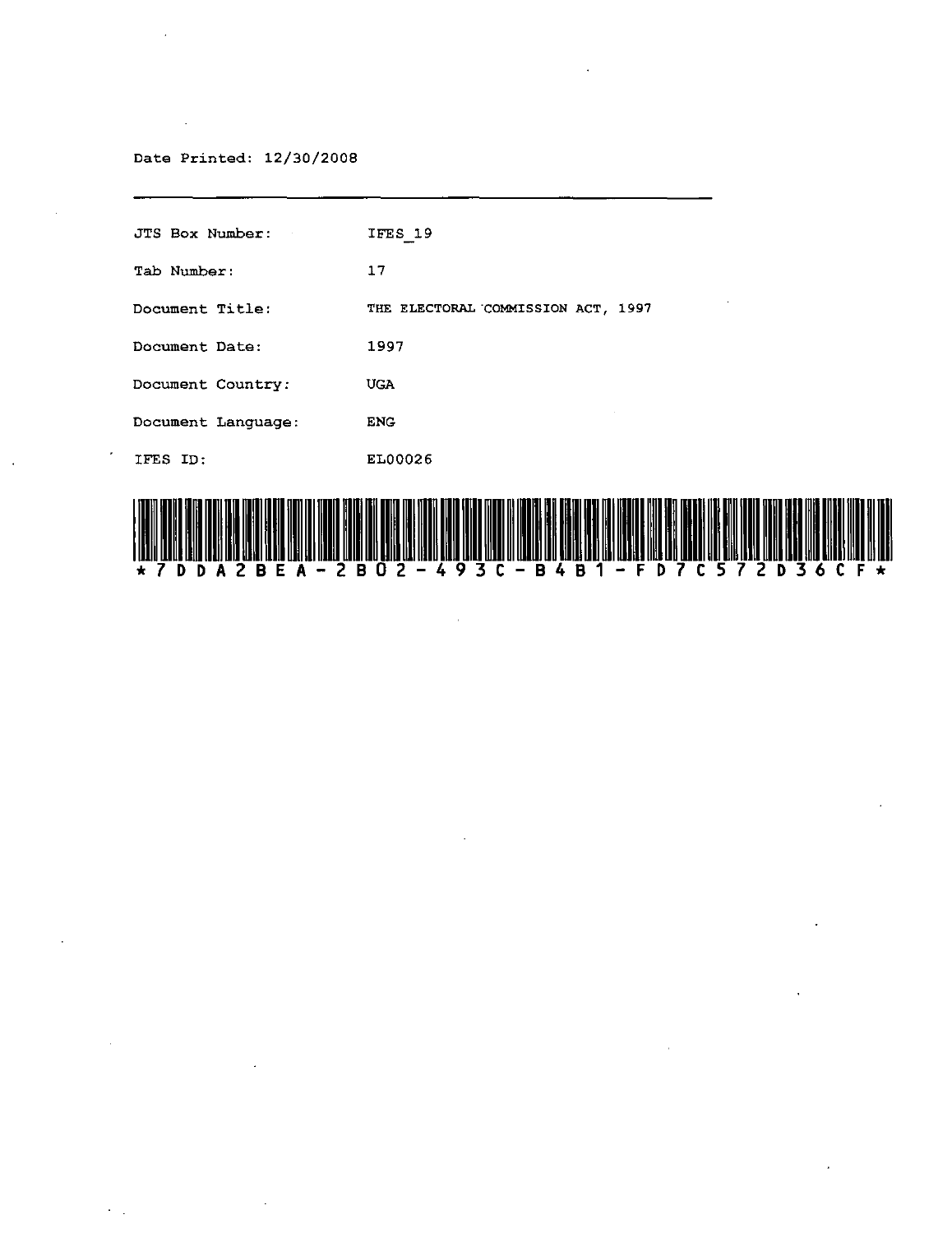Date Printed: 12/30/2008

---

| | |
|---|---|
| JTS Box Number: | IFES_19 |
| Tab Number: | 17 |
| Document Title: | THE ELECTORAL COMMISSION ACT, 1997 |
| Document Date: | 1997 |
| Document Country: | UGA |
| Document Language: | ENG |
| IFES ID: | EL00026 |

*7DDA2BEA-2B02-493C-B4B1-FD7C572D36CF*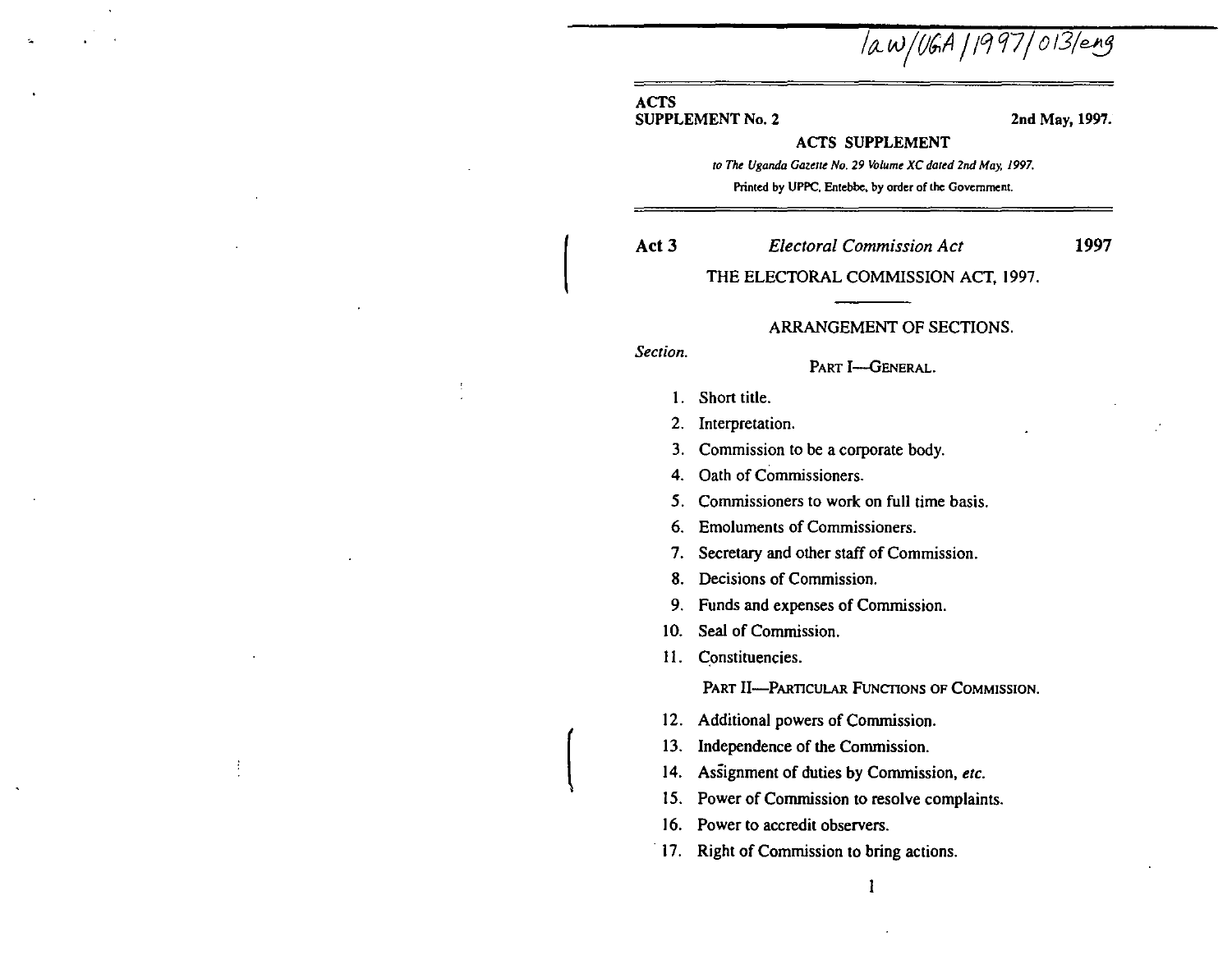law/UGA/1997/013/eng

**ACTS SUPPLEMENT No. 2** **2nd May, 1997.**

**ACTS SUPPLEMENT**

*to The Uganda Gazette No. 29 Volume XC dated 2nd May, 1997.*

Printed by UPPC, Entebbe, by order of the Government.

**Act 3** *Electoral Commission Act* **1997**

# THE ELECTORAL COMMISSION ACT, 1997.

## ARRANGEMENT OF SECTIONS.

*Section.*

### PART I—GENERAL.

1. Short title.
2. Interpretation.
3. Commission to be a corporate body.
4. Oath of Commissioners.
5. Commissioners to work on full time basis.
6. Emoluments of Commissioners.
7. Secretary and other staff of Commission.
8. Decisions of Commission.
9. Funds and expenses of Commission.
10. Seal of Commission.
11. Constituencies.

### PART II—PARTICULAR FUNCTIONS OF COMMISSION.

12. Additional powers of Commission.
13. Independence of the Commission.
14. Assignment of duties by Commission, *etc.*
15. Power of Commission to resolve complaints.
16. Power to accredit observers.
17. Right of Commission to bring actions.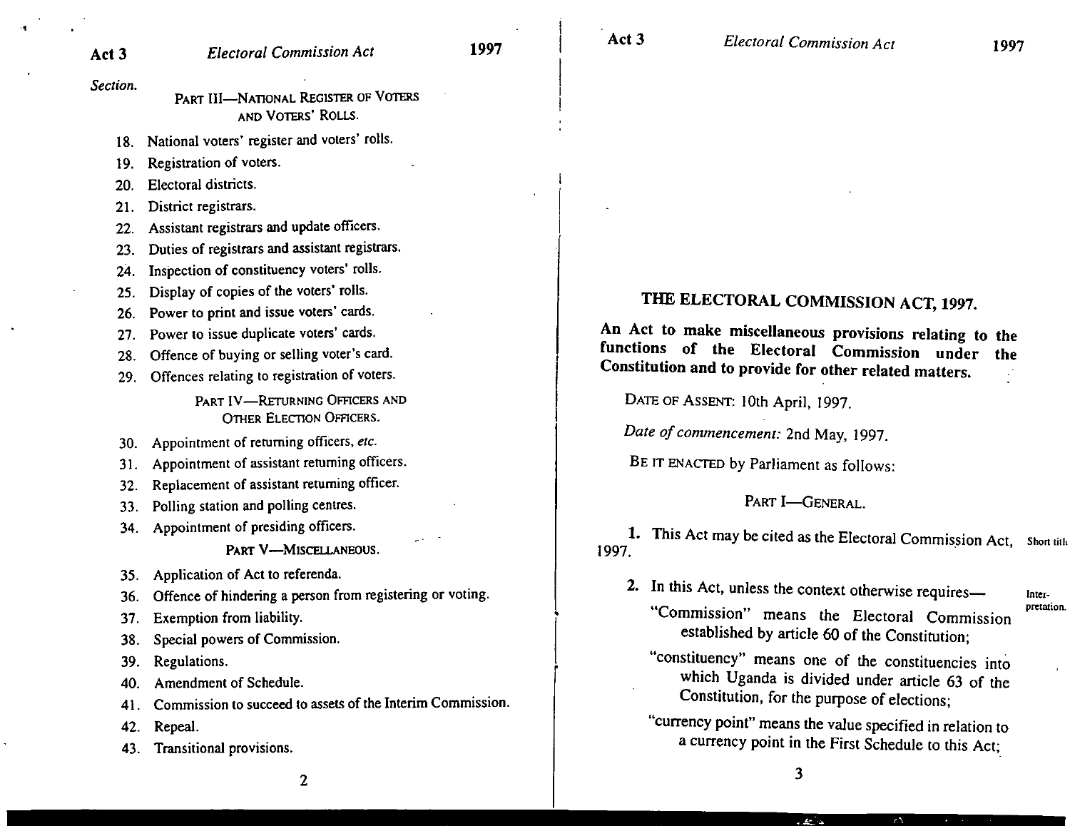Section.

PART III—NATIONAL REGISTER OF VOTERS AND VOTERS' ROLLS.

18. National voters' register and voters' rolls.
19. Registration of voters.
20. Electoral districts.
21. District registrars.
22. Assistant registrars and update officers.
23. Duties of registrars and assistant registrars.
24. Inspection of constituency voters' rolls.
25. Display of copies of the voters' rolls.
26. Power to print and issue voters' cards.
27. Power to issue duplicate voters' cards.
28. Offence of buying or selling voter's card.
29. Offences relating to registration of voters.

PART IV—RETURNING OFFICERS AND OTHER ELECTION OFFICERS.

30. Appointment of returning officers, *etc.*
31. Appointment of assistant returning officers.
32. Replacement of assistant returning officer.
33. Polling station and polling centres.
34. Appointment of presiding officers.

PART V—MISCELLANEOUS.

35. Application of Act to referenda.
36. Offence of hindering a person from registering or voting.
37. Exemption from liability.
38. Special powers of Commission.
39. Regulations.
40. Amendment of Schedule.
41. Commission to succeed to assets of the Interim Commission.
42. Repeal.
43. Transitional provisions.

# THE ELECTORAL COMMISSION ACT, 1997.

**An Act to make miscellaneous provisions relating to the functions of the Electoral Commission under the Constitution and to provide for other related matters.**

DATE OF ASSENT: 10th April, 1997.

*Date of commencement:* 2nd May, 1997.

BE IT ENACTED by Parliament as follows:

## PART I—GENERAL.

Short title.

**1.** This Act may be cited as the Electoral Commission Act, 1997.

Interpretation.

**2.** In this Act, unless the context otherwise requires—

"Commission" means the Electoral Commission established by article 60 of the Constitution;

"constituency" means one of the constituencies into which Uganda is divided under article 63 of the Constitution, for the purpose of elections;

"currency point" means the value specified in relation to a currency point in the First Schedule to this Act;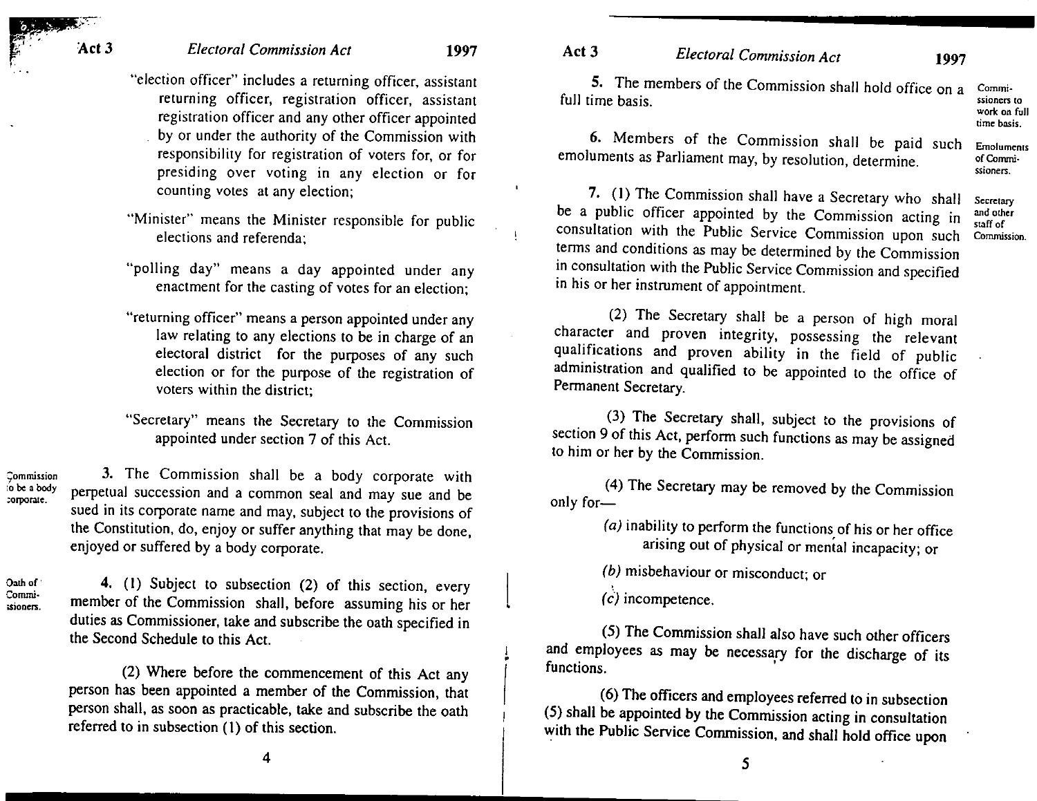"election officer" includes a returning officer, assistant returning officer, registration officer, assistant registration officer and any other officer appointed by or under the authority of the Commission with responsibility for registration of voters for, or for presiding over voting in any election or for counting votes at any election;

"Minister" means the Minister responsible for public elections and referenda;

"polling day" means a day appointed under any enactment for the casting of votes for an election;

"returning officer" means a person appointed under any law relating to any elections to be in charge of an electoral district for the purposes of any such election or for the purpose of the registration of voters within the district;

"Secretary" means the Secretary to the Commission appointed under section 7 of this Act.

*Commission to be a body corporate.*

3. The Commission shall be a body corporate with perpetual succession and a common seal and may sue and be sued in its corporate name and may, subject to the provisions of the Constitution, do, enjoy or suffer anything that may be done, enjoyed or suffered by a body corporate.

*Oath of Commissioners.*

4. (1) Subject to subsection (2) of this section, every member of the Commission shall, before assuming his or her duties as Commissioner, take and subscribe the oath specified in the Second Schedule to this Act.

(2) Where before the commencement of this Act any person has been appointed a member of the Commission, that person shall, as soon as practicable, take and subscribe the oath referred to in subsection (1) of this section.

*Commissioners to work on full time basis.*

5. The members of the Commission shall hold office on a full time basis.

*Emoluments of Commissioners.*

6. Members of the Commission shall be paid such emoluments as Parliament may, by resolution, determine.

*Secretary and other staff of Commission.*

7. (1) The Commission shall have a Secretary who shall be a public officer appointed by the Commission acting in consultation with the Public Service Commission upon such terms and conditions as may be determined by the Commission in consultation with the Public Service Commission and specified in his or her instrument of appointment.

(2) The Secretary shall be a person of high moral character and proven integrity, possessing the relevant qualifications and proven ability in the field of public administration and qualified to be appointed to the office of Permanent Secretary.

(3) The Secretary shall, subject to the provisions of section 9 of this Act, perform such functions as may be assigned to him or her by the Commission.

(4) The Secretary may be removed by the Commission only for—

*(a)* inability to perform the functions of his or her office arising out of physical or mental incapacity; or

*(b)* misbehaviour or misconduct; or

*(c)* incompetence.

(5) The Commission shall also have such other officers and employees as may be necessary for the discharge of its functions.

(6) The officers and employees referred to in subsection (5) shall be appointed by the Commission acting in consultation with the Public Service Commission, and shall hold office upon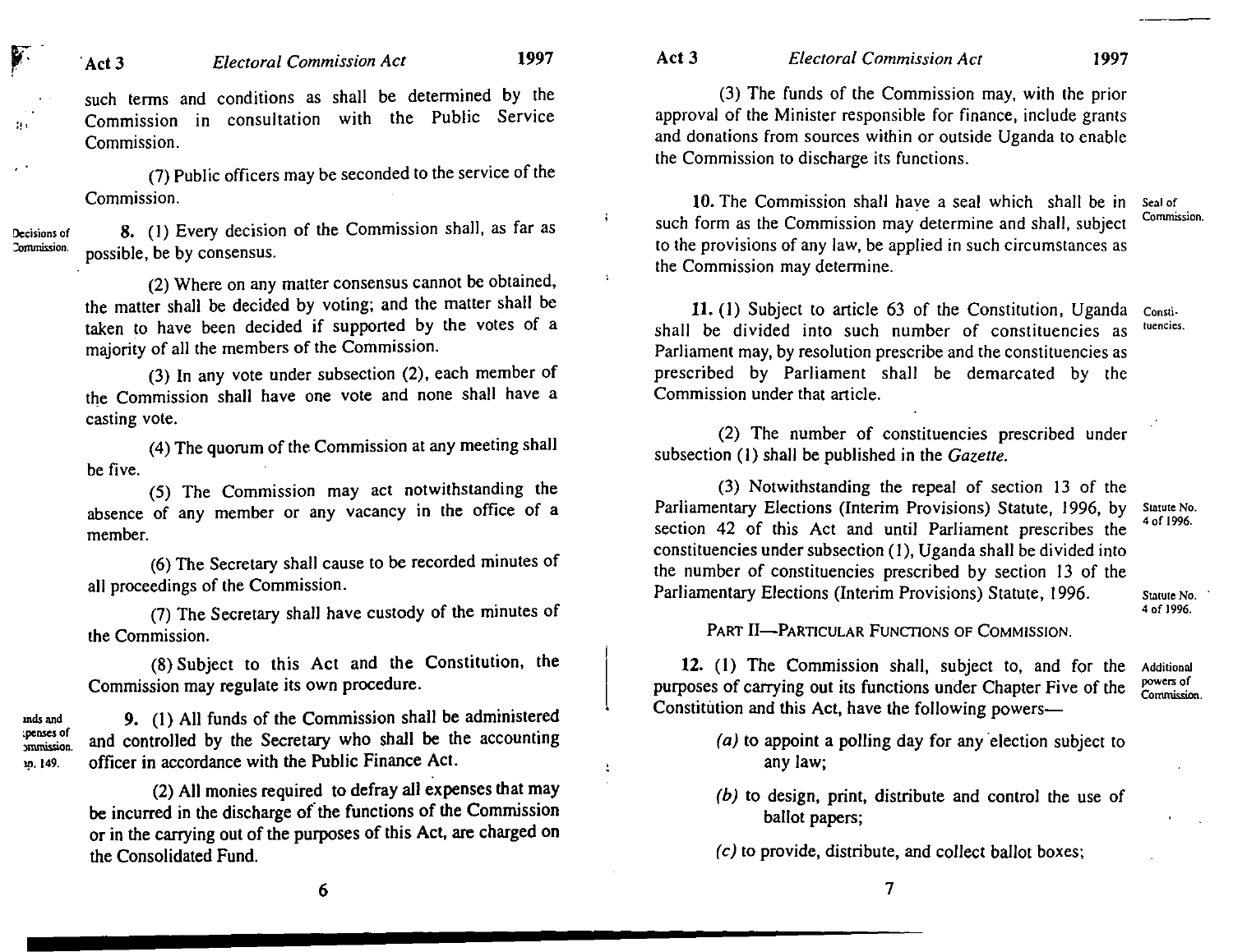such terms and conditions as shall be determined by the Commission in consultation with the Public Service Commission.

(7) Public officers may be seconded to the service of the Commission.

Decisions of Commission.

**8.** (1) Every decision of the Commission shall, as far as possible, be by consensus.

(2) Where on any matter consensus cannot be obtained, the matter shall be decided by voting; and the matter shall be taken to have been decided if supported by the votes of a majority of all the members of the Commission.

(3) In any vote under subsection (2), each member of the Commission shall have one vote and none shall have a casting vote.

(4) The quorum of the Commission at any meeting shall be five.

(5) The Commission may act notwithstanding the absence of any member or any vacancy in the office of a member.

(6) The Secretary shall cause to be recorded minutes of all proceedings of the Commission.

(7) The Secretary shall have custody of the minutes of the Commission.

(8) Subject to this Act and the Constitution, the Commission may regulate its own procedure.

Funds and expenses of Commission. Cap. 149.

**9.** (1) All funds of the Commission shall be administered and controlled by the Secretary who shall be the accounting officer in accordance with the Public Finance Act.

(2) All monies required to defray all expenses that may be incurred in the discharge of the functions of the Commission or in the carrying out of the purposes of this Act, are charged on the Consolidated Fund.

(3) The funds of the Commission may, with the prior approval of the Minister responsible for finance, include grants and donations from sources within or outside Uganda to enable the Commission to discharge its functions.

Seal of Commission.

**10.** The Commission shall have a seal which shall be in such form as the Commission may determine and shall, subject to the provisions of any law, be applied in such circumstances as the Commission may determine.

Constituencies.

**11.** (1) Subject to article 63 of the Constitution, Uganda shall be divided into such number of constituencies as Parliament may, by resolution prescribe and the constituencies as prescribed by Parliament shall be demarcated by the Commission under that article.

(2) The number of constituencies prescribed under subsection (1) shall be published in the *Gazette*.

(3) Notwithstanding the repeal of section 13 of the Parliamentary Elections (Interim Provisions) Statute, 1996, by section 42 of this Act and until Parliament prescribes the constituencies under subsection (1), Uganda shall be divided into the number of constituencies prescribed by section 13 of the Parliamentary Elections (Interim Provisions) Statute, 1996.

Statute No. 4 of 1996.

Statute No. 4 of 1996.

PART II—PARTICULAR FUNCTIONS OF COMMISSION.

Additional powers of Commission.

**12.** (1) The Commission shall, subject to, and for the purposes of carrying out its functions under Chapter Five of the Constitution and this Act, have the following powers—

*(a)* to appoint a polling day for any election subject to any law;

*(b)* to design, print, distribute and control the use of ballot papers;

*(c)* to provide, distribute, and collect ballot boxes;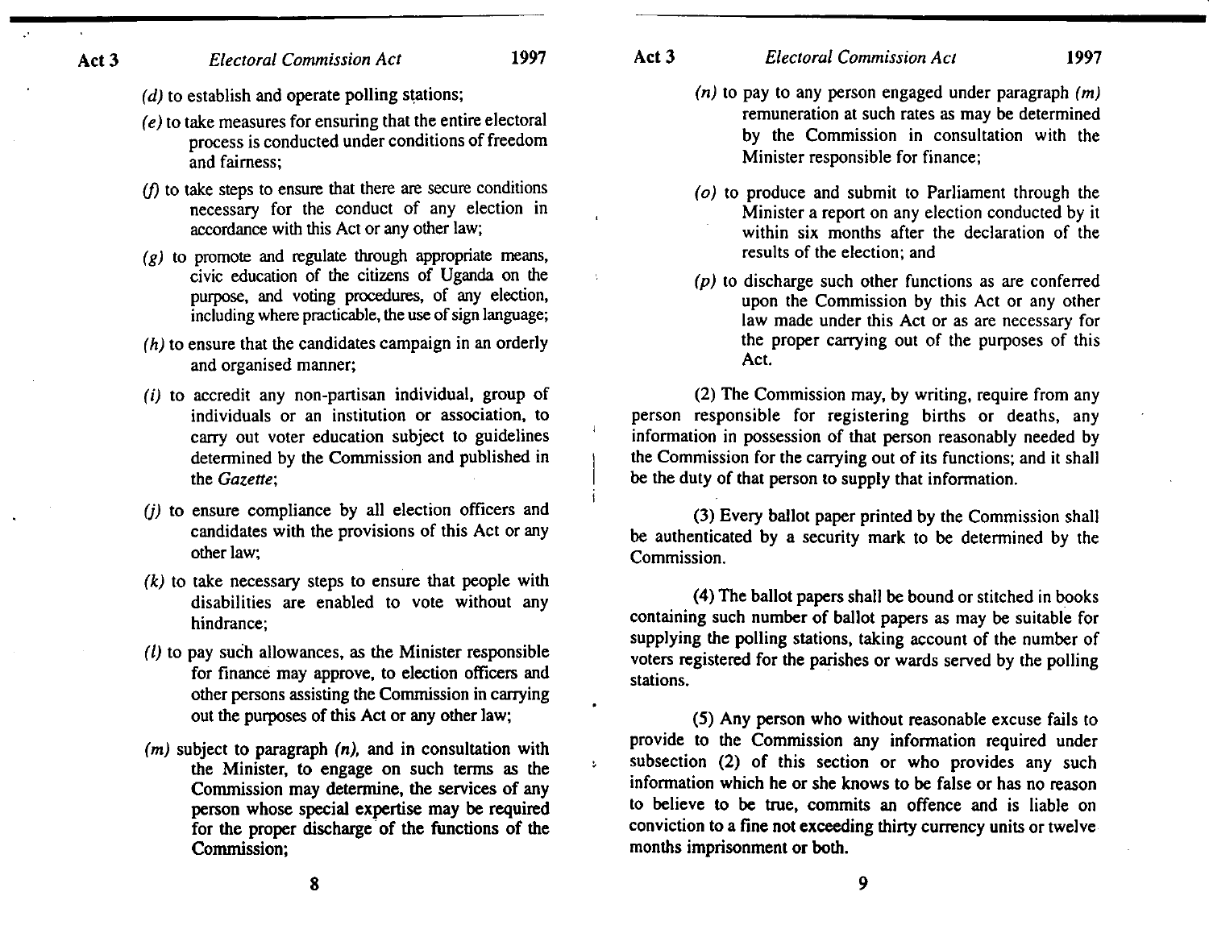*(d)* to establish and operate polling stations;

*(e)* to take measures for ensuring that the entire electoral process is conducted under conditions of freedom and fairness;

*(f)* to take steps to ensure that there are secure conditions necessary for the conduct of any election in accordance with this Act or any other law;

*(g)* to promote and regulate through appropriate means, civic education of the citizens of Uganda on the purpose, and voting procedures, of any election, including where practicable, the use of sign language;

*(h)* to ensure that the candidates campaign in an orderly and organised manner;

*(i)* to accredit any non-partisan individual, group of individuals or an institution or association, to carry out voter education subject to guidelines determined by the Commission and published in the *Gazette*;

*(j)* to ensure compliance by all election officers and candidates with the provisions of this Act or any other law;

*(k)* to take necessary steps to ensure that people with disabilities are enabled to vote without any hindrance;

*(l)* to pay such allowances, as the Minister responsible for finance may approve, to election officers and other persons assisting the Commission in carrying out the purposes of this Act or any other law;

*(m)* subject to paragraph *(n)*, and in consultation with the Minister, to engage on such terms as the Commission may determine, the services of any person whose special expertise may be required for the proper discharge of the functions of the Commission;

*(n)* to pay to any person engaged under paragraph *(m)* remuneration at such rates as may be determined by the Commission in consultation with the Minister responsible for finance;

*(o)* to produce and submit to Parliament through the Minister a report on any election conducted by it within six months after the declaration of the results of the election; and

*(p)* to discharge such other functions as are conferred upon the Commission by this Act or any other law made under this Act or as are necessary for the proper carrying out of the purposes of this Act.

(2) The Commission may, by writing, require from any person responsible for registering births or deaths, any information in possession of that person reasonably needed by the Commission for the carrying out of its functions; and it shall be the duty of that person to supply that information.

(3) Every ballot paper printed by the Commission shall be authenticated by a security mark to be determined by the Commission.

(4) The ballot papers shall be bound or stitched in books containing such number of ballot papers as may be suitable for supplying the polling stations, taking account of the number of voters registered for the parishes or wards served by the polling stations.

(5) Any person who without reasonable excuse fails to provide to the Commission any information required under subsection (2) of this section or who provides any such information which he or she knows to be false or has no reason to believe to be true, commits an offence and is liable on conviction to a fine not exceeding thirty currency units or twelve months imprisonment or both.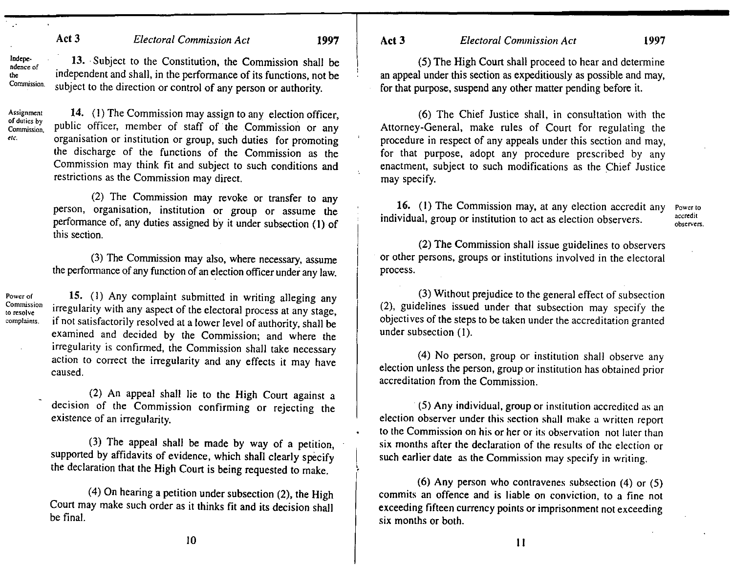**Independence of the Commission.**

**13.** Subject to the Constitution, the Commission shall be independent and shall, in the performance of its functions, not be subject to the direction or control of any person or authority.

**Assignment of duties by Commission, etc.**

**14.** (1) The Commission may assign to any election officer, public officer, member of staff of the Commission or any organisation or institution or group, such duties for promoting the discharge of the functions of the Commission as the Commission may think fit and subject to such conditions and restrictions as the Commission may direct.

(2) The Commission may revoke or transfer to any person, organisation, institution or group or assume the performance of, any duties assigned by it under subsection (1) of this section.

(3) The Commission may also, where necessary, assume the performance of any function of an election officer under any law.

**Power of Commission to resolve complaints.**

**15.** (1) Any complaint submitted in writing alleging any irregularity with any aspect of the electoral process at any stage, if not satisfactorily resolved at a lower level of authority, shall be examined and decided by the Commission; and where the irregularity is confirmed, the Commission shall take necessary action to correct the irregularity and any effects it may have caused.

(2) An appeal shall lie to the High Court against a decision of the Commission confirming or rejecting the existence of an irregularity.

(3) The appeal shall be made by way of a petition, supported by affidavits of evidence, which shall clearly specify the declaration that the High Court is being requested to make.

(4) On hearing a petition under subsection (2), the High Court may make such order as it thinks fit and its decision shall be final.

(5) The High Court shall proceed to hear and determine an appeal under this section as expeditiously as possible and may, for that purpose, suspend any other matter pending before it.

(6) The Chief Justice shall, in consultation with the Attorney-General, make rules of Court for regulating the procedure in respect of any appeals under this section and may, for that purpose, adopt any procedure prescribed by any enactment, subject to such modifications as the Chief Justice may specify.

**Power to accredit observers.**

**16.** (1) The Commission may, at any election accredit any individual, group or institution to act as election observers.

(2) The Commission shall issue guidelines to observers or other persons, groups or institutions involved in the electoral process.

(3) Without prejudice to the general effect of subsection (2), guidelines issued under that subsection may specify the objectives of the steps to be taken under the accreditation granted under subsection (1).

(4) No person, group or institution shall observe any election unless the person, group or institution has obtained prior accreditation from the Commission.

(5) Any individual, group or institution accredited as an election observer under this section shall make a written report to the Commission on his or her or its observation not later than six months after the declaration of the results of the election or such earlier date as the Commission may specify in writing.

(6) Any person who contravenes subsection (4) or (5) commits an offence and is liable on conviction, to a fine not exceeding fifteen currency points or imprisonment not exceeding six months or both.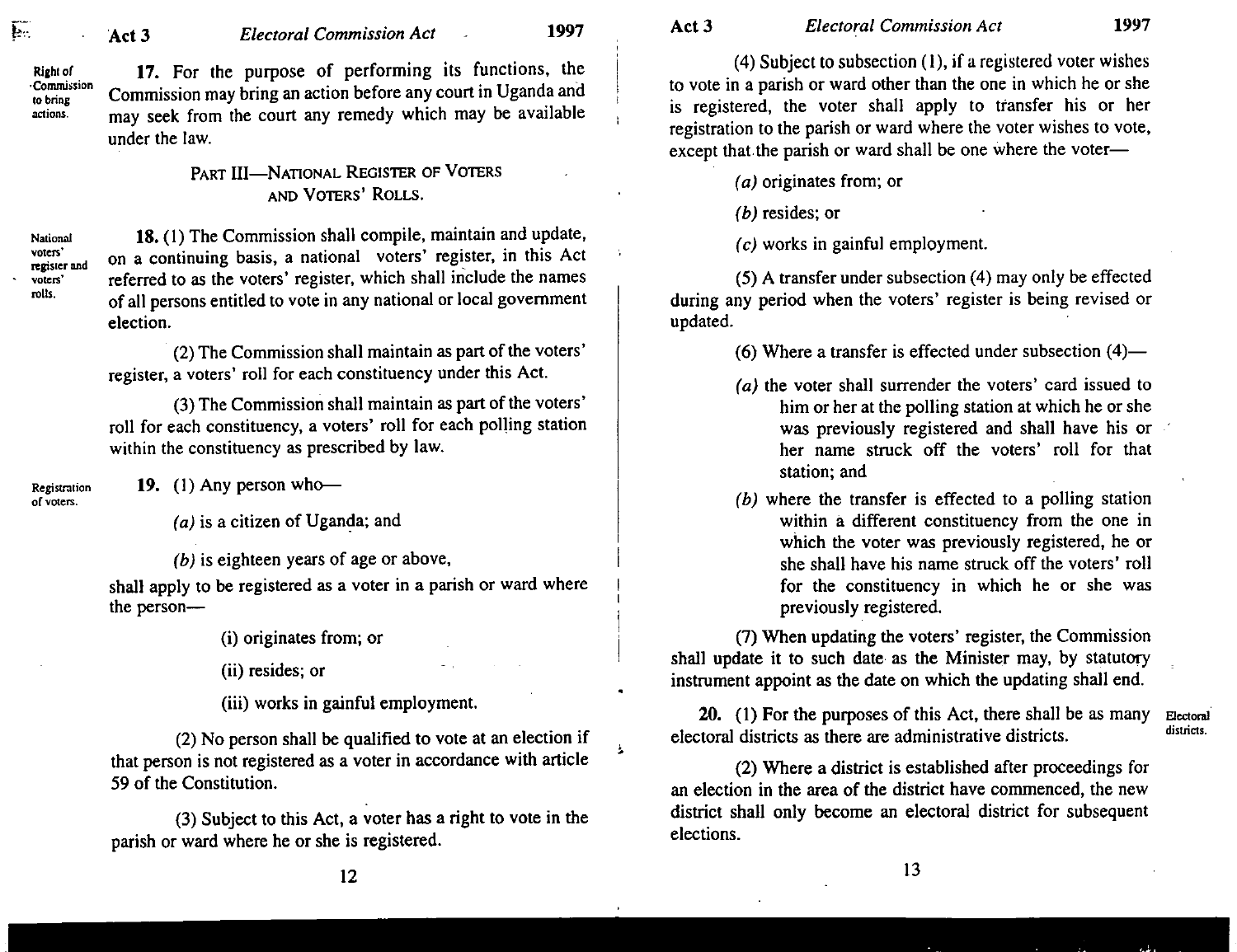**Right of Commission to bring actions.**

**17.** For the purpose of performing its functions, the Commission may bring an action before any court in Uganda and may seek from the court any remedy which may be available under the law.

## PART III—NATIONAL REGISTER OF VOTERS AND VOTERS' ROLLS.

**National voters' register and voters' rolls.**

**18.** (1) The Commission shall compile, maintain and update, on a continuing basis, a national voters' register, in this Act referred to as the voters' register, which shall include the names of all persons entitled to vote in any national or local government election.

(2) The Commission shall maintain as part of the voters' register, a voters' roll for each constituency under this Act.

(3) The Commission shall maintain as part of the voters' roll for each constituency, a voters' roll for each polling station within the constituency as prescribed by law.

**Registration of voters.**

**19.** (1) Any person who—

*(a)* is a citizen of Uganda; and

*(b)* is eighteen years of age or above,

shall apply to be registered as a voter in a parish or ward where the person—

(i) originates from; or

(ii) resides; or

(iii) works in gainful employment.

(2) No person shall be qualified to vote at an election if that person is not registered as a voter in accordance with article 59 of the Constitution.

(3) Subject to this Act, a voter has a right to vote in the parish or ward where he or she is registered.

(4) Subject to subsection (1), if a registered voter wishes to vote in a parish or ward other than the one in which he or she is registered, the voter shall apply to transfer his or her registration to the parish or ward where the voter wishes to vote, except that the parish or ward shall be one where the voter—

*(a)* originates from; or

*(b)* resides; or

*(c)* works in gainful employment.

(5) A transfer under subsection (4) may only be effected during any period when the voters' register is being revised or updated.

(6) Where a transfer is effected under subsection (4)—

*(a)* the voter shall surrender the voters' card issued to him or her at the polling station at which he or she was previously registered and shall have his or her name struck off the voters' roll for that station; and

*(b)* where the transfer is effected to a polling station within a different constituency from the one in which the voter was previously registered, he or she shall have his name struck off the voters' roll for the constituency in which he or she was previously registered.

(7) When updating the voters' register, the Commission shall update it to such date as the Minister may, by statutory instrument appoint as the date on which the updating shall end.

**Electoral districts.**

**20.** (1) For the purposes of this Act, there shall be as many electoral districts as there are administrative districts.

(2) Where a district is established after proceedings for an election in the area of the district have commenced, the new district shall only become an electoral district for subsequent elections.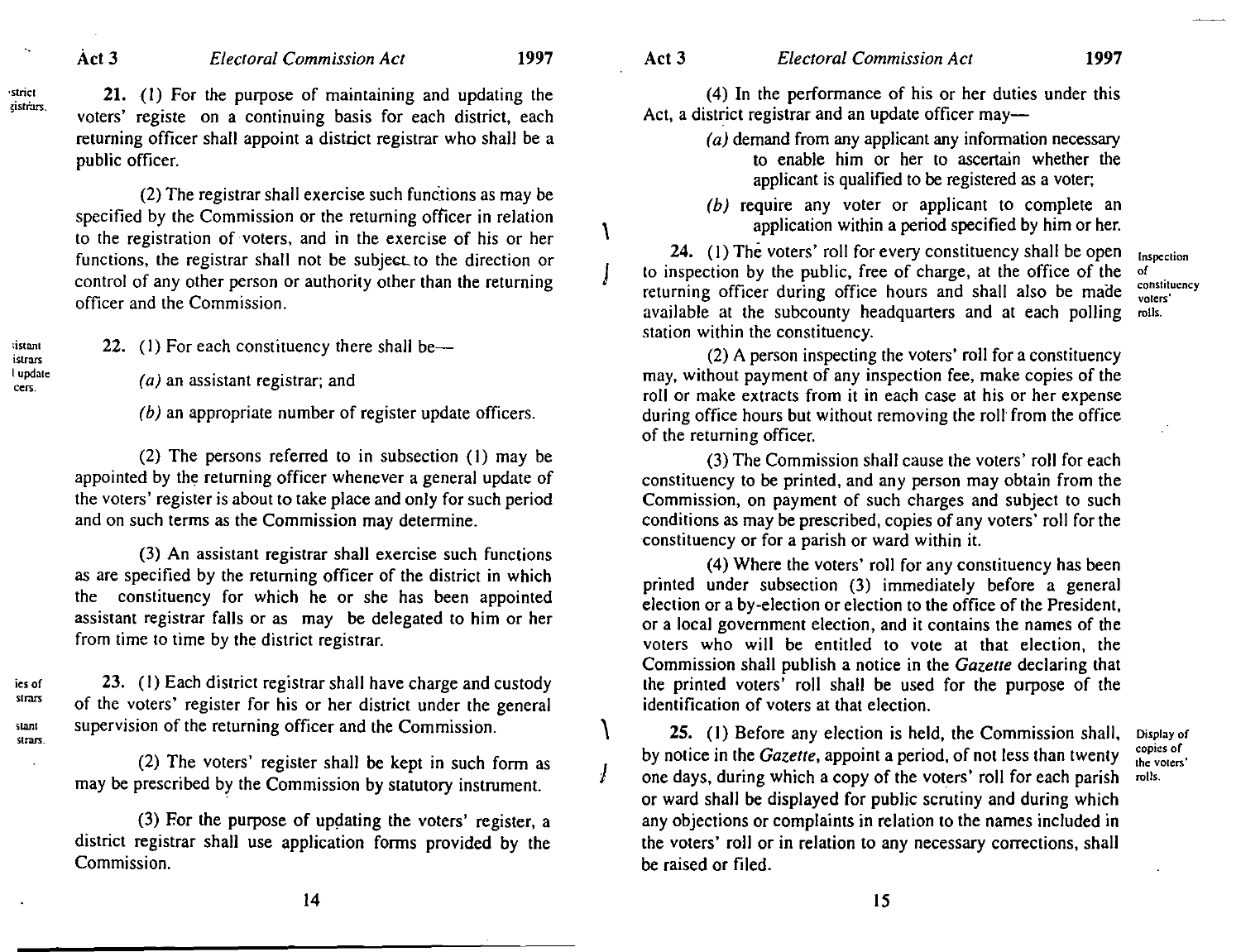**District registrars.**

**21.** (1) For the purpose of maintaining and updating the voters' registe on a continuing basis for each district, each returning officer shall appoint a district registrar who shall be a public officer.

(2) The registrar shall exercise such functions as may be specified by the Commission or the returning officer in relation to the registration of voters, and in the exercise of his or her functions, the registrar shall not be subject to the direction or control of any other person or authority other than the returning officer and the Commission.

**Assistant registrars and update officers.**

**22.** (1) For each constituency there shall be—

*(a)* an assistant registrar; and

*(b)* an appropriate number of register update officers.

(2) The persons referred to in subsection (1) may be appointed by the returning officer whenever a general update of the voters' register is about to take place and only for such period and on such terms as the Commission may determine.

(3) An assistant registrar shall exercise such functions as are specified by the returning officer of the district in which the constituency for which he or she has been appointed assistant registrar falls or as may be delegated to him or her from time to time by the district registrar.

**Duties of registrars and assistant registrars.**

**23.** (1) Each district registrar shall have charge and custody of the voters' register for his or her district under the general supervision of the returning officer and the Commission.

(2) The voters' register shall be kept in such form as may be prescribed by the Commission by statutory instrument.

(3) For the purpose of updating the voters' register, a district registrar shall use application forms provided by the Commission.

(4) In the performance of his or her duties under this Act, a district registrar and an update officer may—

*(a)* demand from any applicant any information necessary to enable him or her to ascertain whether the applicant is qualified to be registered as a voter;

*(b)* require any voter or applicant to complete an application within a period specified by him or her.

**Inspection of constituency voters' rolls.**

**24.** (1) The voters' roll for every constituency shall be open to inspection by the public, free of charge, at the office of the returning officer during office hours and shall also be made available at the subcounty headquarters and at each polling station within the constituency.

(2) A person inspecting the voters' roll for a constituency may, without payment of any inspection fee, make copies of the roll or make extracts from it in each case at his or her expense during office hours but without removing the roll from the office of the returning officer.

(3) The Commission shall cause the voters' roll for each constituency to be printed, and any person may obtain from the Commission, on payment of such charges and subject to such conditions as may be prescribed, copies of any voters' roll for the constituency or for a parish or ward within it.

(4) Where the voters' roll for any constituency has been printed under subsection (3) immediately before a general election or a by-election or election to the office of the President, or a local government election, and it contains the names of the voters who will be entitled to vote at that election, the Commission shall publish a notice in the *Gazette* declaring that the printed voters' roll shall be used for the purpose of the identification of voters at that election.

**Display of copies of the voters' rolls.**

**25.** (1) Before any election is held, the Commission shall, by notice in the *Gazette*, appoint a period, of not less than twenty one days, during which a copy of the voters' roll for each parish or ward shall be displayed for public scrutiny and during which any objections or complaints in relation to the names included in the voters' roll or in relation to any necessary corrections, shall be raised or filed.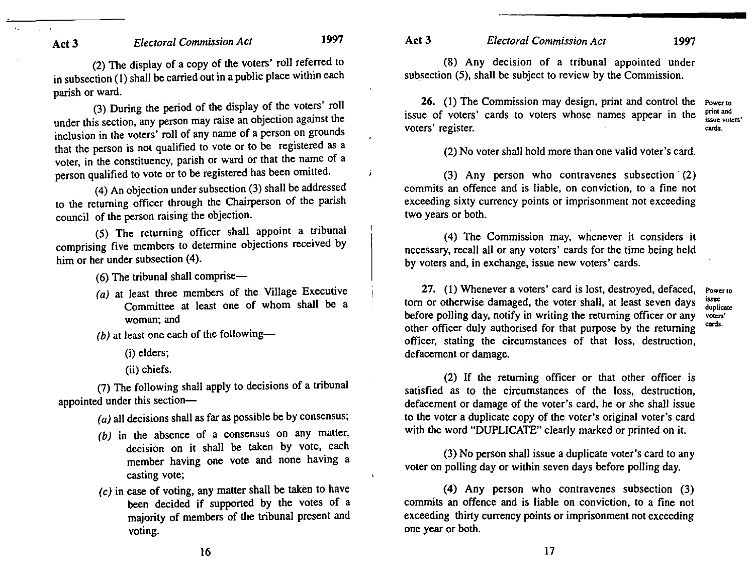(2) The display of a copy of the voters' roll referred to in subsection (1) shall be carried out in a public place within each parish or ward.

(3) During the period of the display of the voters' roll under this section, any person may raise an objection against the inclusion in the voters' roll of any name of a person on grounds that the person is not qualified to vote or to be registered as a voter, in the constituency, parish or ward or that the name of a person qualified to vote or to be registered has been omitted.

(4) An objection under subsection (3) shall be addressed to the returning officer through the Chairperson of the parish council of the person raising the objection.

(5) The returning officer shall appoint a tribunal comprising five members to determine objections received by him or her under subsection (4).

(6) The tribunal shall comprise—

*(a)* at least three members of the Village Executive Committee at least one of whom shall be a woman; and

*(b)* at least one each of the following—

(i) elders;

(ii) chiefs.

(7) The following shall apply to decisions of a tribunal appointed under this section—

*(a)* all decisions shall as far as possible be by consensus;

*(b)* in the absence of a consensus on any matter, decision on it shall be taken by vote, each member having one vote and none having a casting vote;

*(c)* in case of voting, any matter shall be taken to have been decided if supported by the votes of a majority of members of the tribunal present and voting.

(8) Any decision of a tribunal appointed under subsection (5), shall be subject to review by the Commission.

**Power to print and issue voters' cards.**

**26.** (1) The Commission may design, print and control the issue of voters' cards to voters whose names appear in the voters' register.

(2) No voter shall hold more than one valid voter's card.

(3) Any person who contravenes subsection (2) commits an offence and is liable, on conviction, to a fine not exceeding sixty currency points or imprisonment not exceeding two years or both.

(4) The Commission may, whenever it considers it necessary, recall all or any voters' cards for the time being held by voters and, in exchange, issue new voters' cards.

**Power to issue duplicate voters' cards.**

**27.** (1) Whenever a voters' card is lost, destroyed, defaced, torn or otherwise damaged, the voter shall, at least seven days before polling day, notify in writing the returning officer or any other officer duly authorised for that purpose by the returning officer, stating the circumstances of that loss, destruction, defacement or damage.

(2) If the returning officer or that other officer is satisfied as to the circumstances of the loss, destruction, defacement or damage of the voter's card, he or she shall issue to the voter a duplicate copy of the voter's original voter's card with the word "DUPLICATE" clearly marked or printed on it.

(3) No person shall issue a duplicate voter's card to any voter on polling day or within seven days before polling day.

(4) Any person who contravenes subsection (3) commits an offence and is liable on conviction, to a fine not exceeding thirty currency points or imprisonment not exceeding one year or both.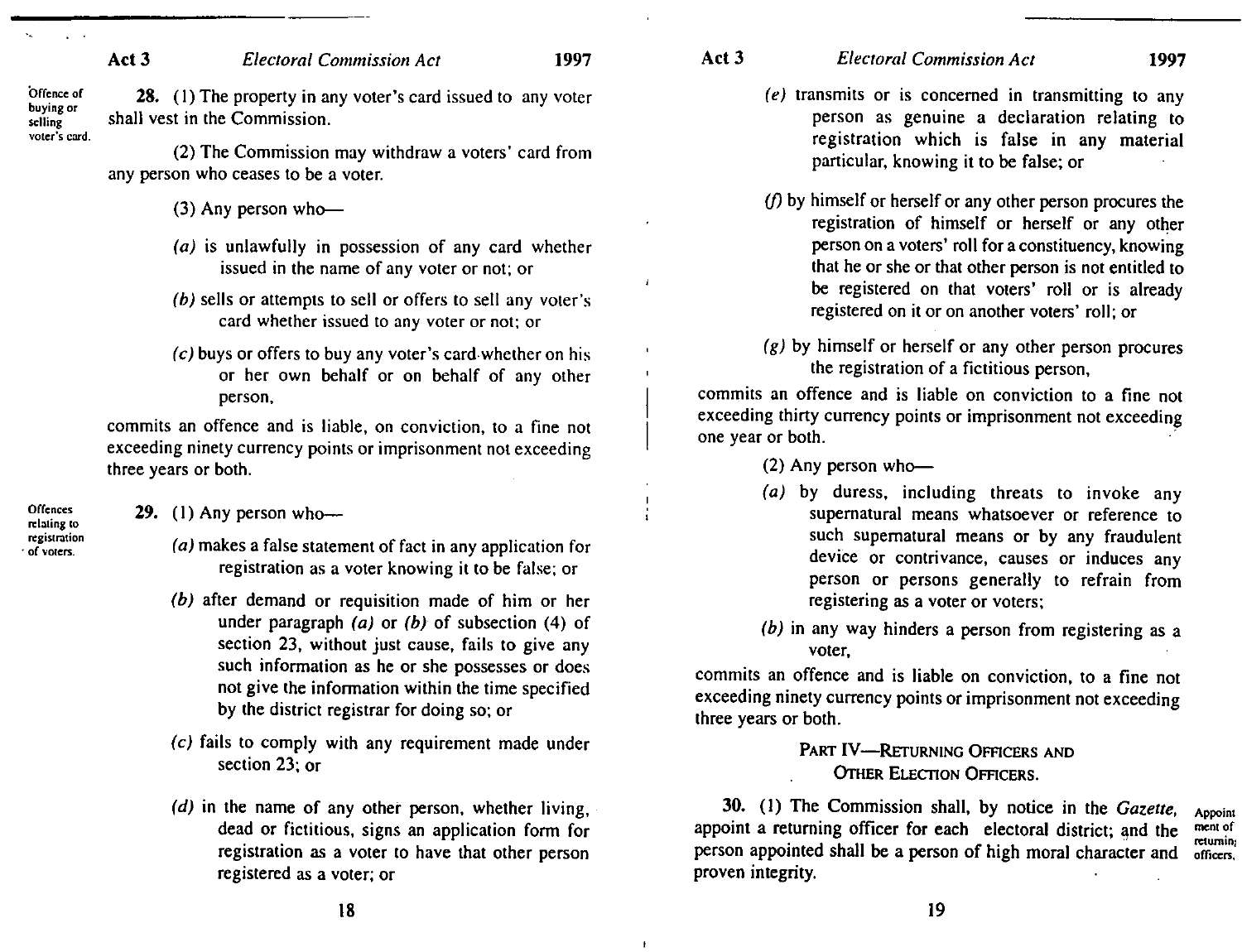**Offence of buying or selling voter's card.**

**28.** (1) The property in any voter's card issued to any voter shall vest in the Commission.

(2) The Commission may withdraw a voters' card from any person who ceases to be a voter.

(3) Any person who—

*(a)* is unlawfully in possession of any card whether issued in the name of any voter or not; or

*(b)* sells or attempts to sell or offers to sell any voter's card whether issued to any voter or not; or

*(c)* buys or offers to buy any voter's card whether on his or her own behalf or on behalf of any other person,

commits an offence and is liable, on conviction, to a fine not exceeding ninety currency points or imprisonment not exceeding three years or both.

**Offences relating to registration of voters.**

**29.** (1) Any person who—

*(a)* makes a false statement of fact in any application for registration as a voter knowing it to be false; or

*(b)* after demand or requisition made of him or her under paragraph *(a)* or *(b)* of subsection (4) of section 23, without just cause, fails to give any such information as he or she possesses or does not give the information within the time specified by the district registrar for doing so; or

*(c)* fails to comply with any requirement made under section 23; or

*(d)* in the name of any other person, whether living, dead or fictitious, signs an application form for registration as a voter to have that other person registered as a voter; or

*(e)* transmits or is concerned in transmitting to any person as genuine a declaration relating to registration which is false in any material particular, knowing it to be false; or

*(f)* by himself or herself or any other person procures the registration of himself or herself or any other person on a voters' roll for a constituency, knowing that he or she or that other person is not entitled to be registered on that voters' roll or is already registered on it or on another voters' roll; or

*(g)* by himself or herself or any other person procures the registration of a fictitious person,

commits an offence and is liable on conviction to a fine not exceeding thirty currency points or imprisonment not exceeding one year or both.

(2) Any person who—

*(a)* by duress, including threats to invoke any supernatural means whatsoever or reference to such supernatural means or by any fraudulent device or contrivance, causes or induces any person or persons generally to refrain from registering as a voter or voters;

*(b)* in any way hinders a person from registering as a voter,

commits an offence and is liable on conviction, to a fine not exceeding ninety currency points or imprisonment not exceeding three years or both.

## PART IV—RETURNING OFFICERS AND OTHER ELECTION OFFICERS.

**Appointment of returning officers.**

**30.** (1) The Commission shall, by notice in the *Gazette,* appoint a returning officer for each electoral district; and the person appointed shall be a person of high moral character and proven integrity.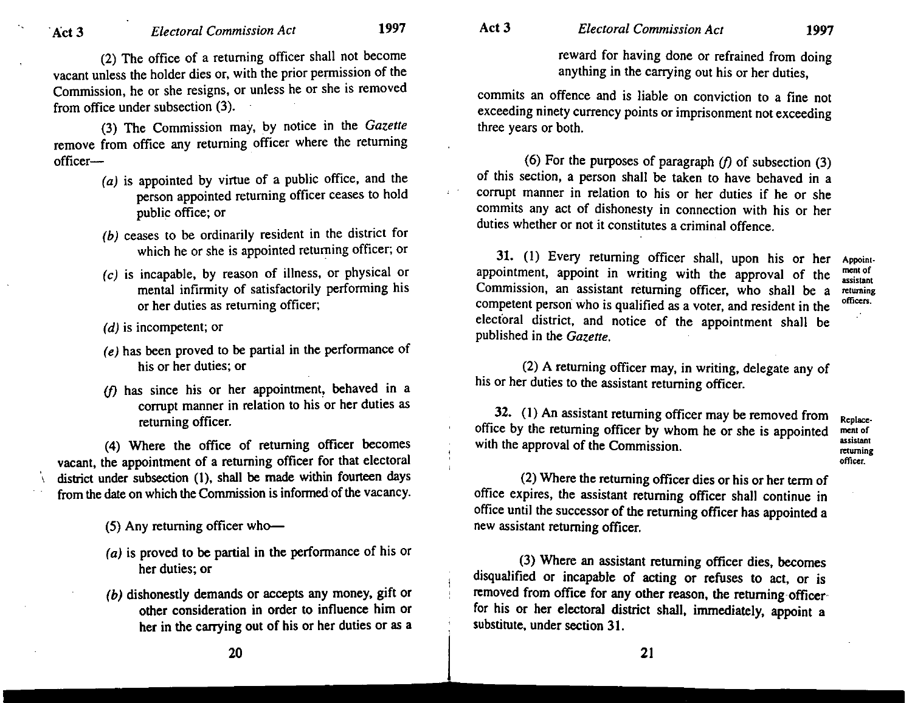(2) The office of a returning officer shall not become vacant unless the holder dies or, with the prior permission of the Commission, he or she resigns, or unless he or she is removed from office under subsection (3).

(3) The Commission may, by notice in the *Gazette* remove from office any returning officer where the returning officer—

*(a)* is appointed by virtue of a public office, and the person appointed returning officer ceases to hold public office; or

*(b)* ceases to be ordinarily resident in the district for which he or she is appointed returning officer; or

*(c)* is incapable, by reason of illness, or physical or mental infirmity of satisfactorily performing his or her duties as returning officer;

*(d)* is incompetent; or

*(e)* has been proved to be partial in the performance of his or her duties; or

*(f)* has since his or her appointment, behaved in a corrupt manner in relation to his or her duties as returning officer.

(4) Where the office of returning officer becomes vacant, the appointment of a returning officer for that electoral district under subsection (1), shall be made within fourteen days from the date on which the Commission is informed of the vacancy.

(5) Any returning officer who—

*(a)* is proved to be partial in the performance of his or her duties; or

*(b)* dishonestly demands or accepts any money, gift or other consideration in order to influence him or her in the carrying out of his or her duties or as a reward for having done or refrained from doing anything in the carrying out his or her duties,

commits an offence and is liable on conviction to a fine not exceeding ninety currency points or imprisonment not exceeding three years or both.

(6) For the purposes of paragraph *(f)* of subsection (3) of this section, a person shall be taken to have behaved in a corrupt manner in relation to his or her duties if he or she commits any act of dishonesty in connection with his or her duties whether or not it constitutes a criminal offence.

**Appointment of assistant returning officers.**

**31.** (1) Every returning officer shall, upon his or her appointment, appoint in writing with the approval of the Commission, an assistant returning officer, who shall be a competent person who is qualified as a voter, and resident in the electoral district, and notice of the appointment shall be published in the *Gazette*.

(2) A returning officer may, in writing, delegate any of his or her duties to the assistant returning officer.

**Replacement of assistant returning officer.**

**32.** (1) An assistant returning officer may be removed from office by the returning officer by whom he or she is appointed with the approval of the Commission.

(2) Where the returning officer dies or his or her term of office expires, the assistant returning officer shall continue in office until the successor of the returning officer has appointed a new assistant returning officer.

(3) Where an assistant returning officer dies, becomes disqualified or incapable of acting or refuses to act, or is removed from office for any other reason, the returning officer for his or her electoral district shall, immediately, appoint a substitute, under section 31.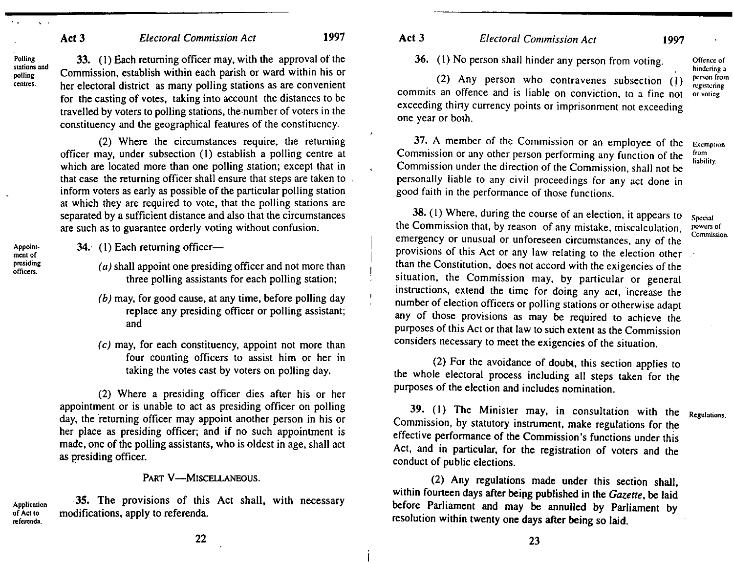**Polling stations and polling centres.**

**33.** (1) Each returning officer may, with the approval of the Commission, establish within each parish or ward within his or her electoral district as many polling stations as are convenient for the casting of votes, taking into account the distances to be travelled by voters to polling stations, the number of voters in the constituency and the geographical features of the constituency.

(2) Where the circumstances require, the returning officer may, under subsection (1) establish a polling centre at which are located more than one polling station; except that in that case the returning officer shall ensure that steps are taken to inform voters as early as possible of the particular polling station at which they are required to vote, that the polling stations are separated by a sufficient distance and also that the circumstances are such as to guarantee orderly voting without confusion.

**Appointment of presiding officers.**

**34.** (1) Each returning officer—

*(a)* shall appoint one presiding officer and not more than three polling assistants for each polling station;

*(b)* may, for good cause, at any time, before polling day replace any presiding officer or polling assistant; and

*(c)* may, for each constituency, appoint not more than four counting officers to assist him or her in taking the votes cast by voters on polling day.

(2) Where a presiding officer dies after his or her appointment or is unable to act as presiding officer on polling day, the returning officer may appoint another person in his or her place as presiding officer; and if no such appointment is made, one of the polling assistants, who is oldest in age, shall act as presiding officer.

## PART V—MISCELLANEOUS.

**Application of Act to referenda.**

**35.** The provisions of this Act shall, with necessary modifications, apply to referenda.

**Offence of hindering a person from registering or voting.**

**36.** (1) No person shall hinder any person from voting.

(2) Any person who contravenes subsection (1) commits an offence and is liable on conviction, to a fine not exceeding thirty currency points or imprisonment not exceeding one year or both.

**Exemption from liability.**

**37.** A member of the Commission or an employee of the Commission or any other person performing any function of the Commission under the direction of the Commission, shall not be personally liable to any civil proceedings for any act done in good faith in the performance of those functions.

**Special powers of Commission.**

**38.** (1) Where, during the course of an election, it appears to the Commission that, by reason of any mistake, miscalculation, emergency or unusual or unforeseen circumstances, any of the provisions of this Act or any law relating to the election other than the Constitution, does not accord with the exigencies of the situation, the Commission may, by particular or general instructions, extend the time for doing any act, increase the number of election officers or polling stations or otherwise adapt any of those provisions as may be required to achieve the purposes of this Act or that law to such extent as the Commission considers necessary to meet the exigencies of the situation.

(2) For the avoidance of doubt, this section applies to the whole electoral process including all steps taken for the purposes of the election and includes nomination.

**Regulations.**

**39.** (1) The Minister may, in consultation with the Commission, by statutory instrument, make regulations for the effective performance of the Commission's functions under this Act, and in particular, for the registration of voters and the conduct of public elections.

(2) Any regulations made under this section shall, within fourteen days after being published in the *Gazette*, be laid before Parliament and may be annulled by Parliament by resolution within twenty one days after being so laid.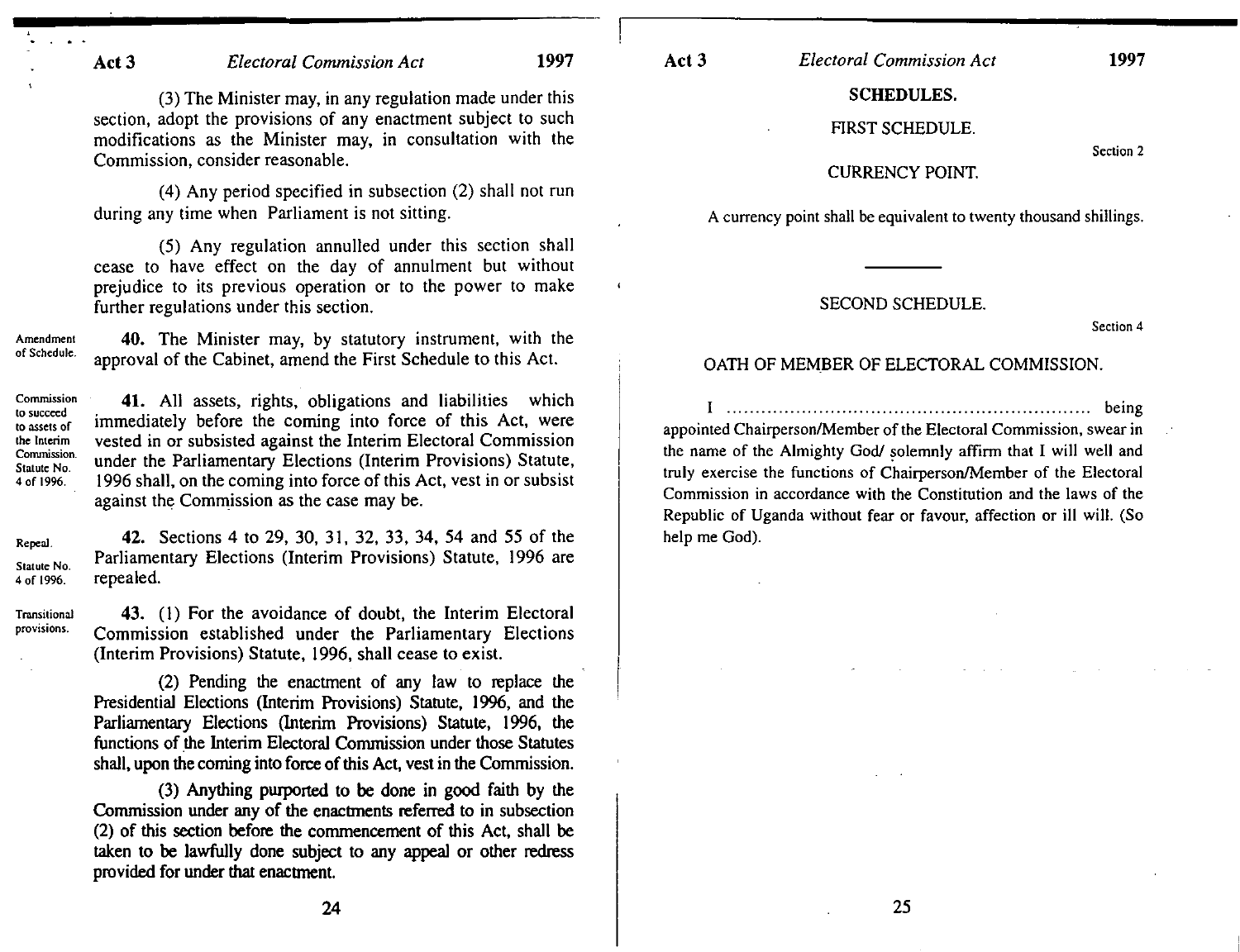(3) The Minister may, in any regulation made under this section, adopt the provisions of any enactment subject to such modifications as the Minister may, in consultation with the Commission, consider reasonable.

(4) Any period specified in subsection (2) shall not run during any time when Parliament is not sitting.

(5) Any regulation annulled under this section shall cease to have effect on the day of annulment but without prejudice to its previous operation or to the power to make further regulations under this section.

Amendment of Schedule.

**40.** The Minister may, by statutory instrument, with the approval of the Cabinet, amend the First Schedule to this Act.

Commission to succeed to assets of the Interim Commission. Statute No. 4 of 1996.

**41.** All assets, rights, obligations and liabilities which immediately before the coming into force of this Act, were vested in or subsisted against the Interim Electoral Commission under the Parliamentary Elections (Interim Provisions) Statute, 1996 shall, on the coming into force of this Act, vest in or subsist against the Commission as the case may be.

Repeal. Statute No. 4 of 1996.

**42.** Sections 4 to 29, 30, 31, 32, 33, 34, 54 and 55 of the Parliamentary Elections (Interim Provisions) Statute, 1996 are repealed.

Transitional provisions.

**43.** (1) For the avoidance of doubt, the Interim Electoral Commission established under the Parliamentary Elections (Interim Provisions) Statute, 1996, shall cease to exist.

(2) Pending the enactment of any law to replace the Presidential Elections (Interim Provisions) Statute, 1996, and the Parliamentary Elections (Interim Provisions) Statute, 1996, the functions of the Interim Electoral Commission under those Statutes shall, upon the coming into force of this Act, vest in the Commission.

(3) Anything purported to be done in good faith by the Commission under any of the enactments referred to in subsection (2) of this section before the commencement of this Act, shall be taken to be lawfully done subject to any appeal or other redress provided for under that enactment.

## SCHEDULES.

### FIRST SCHEDULE.

Section 2

### CURRENCY POINT.

A currency point shall be equivalent to twenty thousand shillings.

---

### SECOND SCHEDULE.

Section 4

### OATH OF MEMBER OF ELECTORAL COMMISSION.

I ................................................................ being appointed Chairperson/Member of the Electoral Commission, swear in the name of the Almighty God/ solemnly affirm that I will well and truly exercise the functions of Chairperson/Member of the Electoral Commission in accordance with the Constitution and the laws of the Republic of Uganda without fear or favour, affection or ill will. (So help me God).